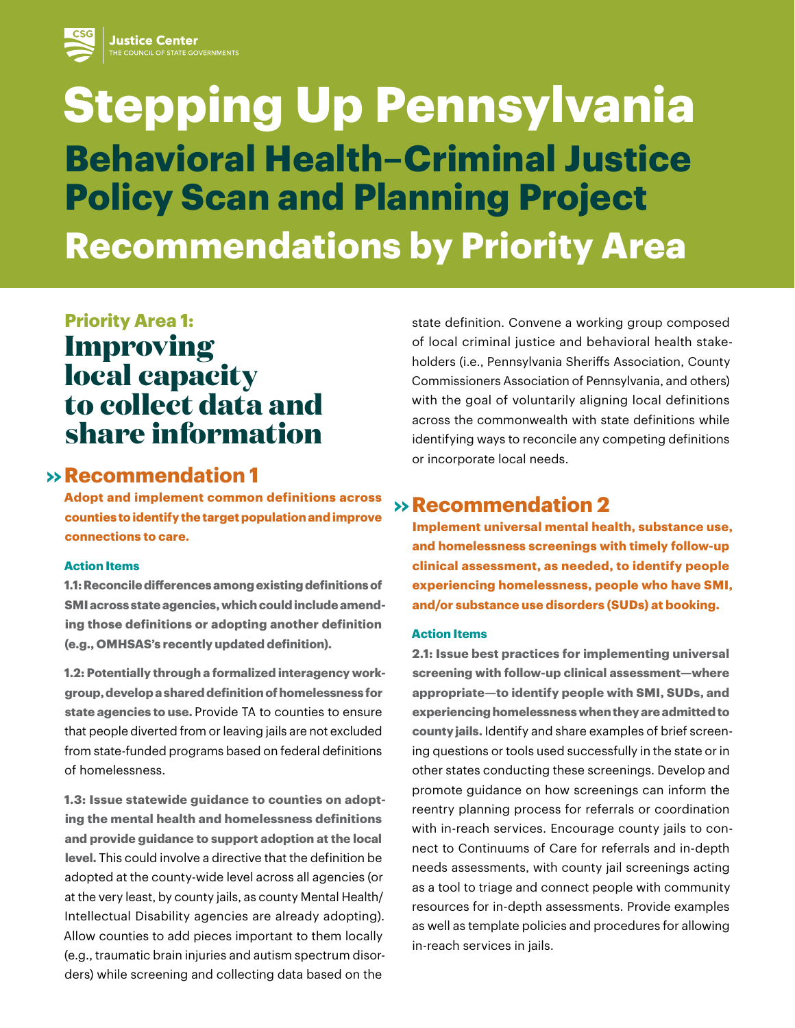Justice Center
THE COUNCIL OF STATE GOVERNMENTS

# Stepping Up Pennsylvania

## Behavioral Health–Criminal Justice Policy Scan and Planning Project

## Recommendations by Priority Area

### Priority Area 1: Improving local capacity to collect data and share information

### Recommendation 1

**Adopt and implement common definitions across counties to identify the target population and improve connections to care.**

#### Action Items

**1.1: Reconcile differences among existing definitions of SMI across state agencies, which could include amending those definitions or adopting another definition (e.g., OMHSAS's recently updated definition).**

**1.2: Potentially through a formalized interagency workgroup, develop a shared definition of homelessness for state agencies to use.** Provide TA to counties to ensure that people diverted from or leaving jails are not excluded from state-funded programs based on federal definitions of homelessness.

**1.3: Issue statewide guidance to counties on adopting the mental health and homelessness definitions and provide guidance to support adoption at the local level.** This could involve a directive that the definition be adopted at the county-wide level across all agencies (or at the very least, by county jails, as county Mental Health/Intellectual Disability agencies are already adopting). Allow counties to add pieces important to them locally (e.g., traumatic brain injuries and autism spectrum disorders) while screening and collecting data based on the state definition. Convene a working group composed of local criminal justice and behavioral health stakeholders (i.e., Pennsylvania Sheriffs Association, County Commissioners Association of Pennsylvania, and others) with the goal of voluntarily aligning local definitions across the commonwealth with state definitions while identifying ways to reconcile any competing definitions or incorporate local needs.

### Recommendation 2

**Implement universal mental health, substance use, and homelessness screenings with timely follow-up clinical assessment, as needed, to identify people experiencing homelessness, people who have SMI, and/or substance use disorders (SUDs) at booking.**

#### Action Items

**2.1: Issue best practices for implementing universal screening with follow-up clinical assessment—where appropriate—to identify people with SMI, SUDs, and experiencing homelessness when they are admitted to county jails.** Identify and share examples of brief screening questions or tools used successfully in the state or in other states conducting these screenings. Develop and promote guidance on how screenings can inform the reentry planning process for referrals or coordination with in-reach services. Encourage county jails to connect to Continuums of Care for referrals and in-depth needs assessments, with county jail screenings acting as a tool to triage and connect people with community resources for in-depth assessments. Provide examples as well as template policies and procedures for allowing in-reach services in jails.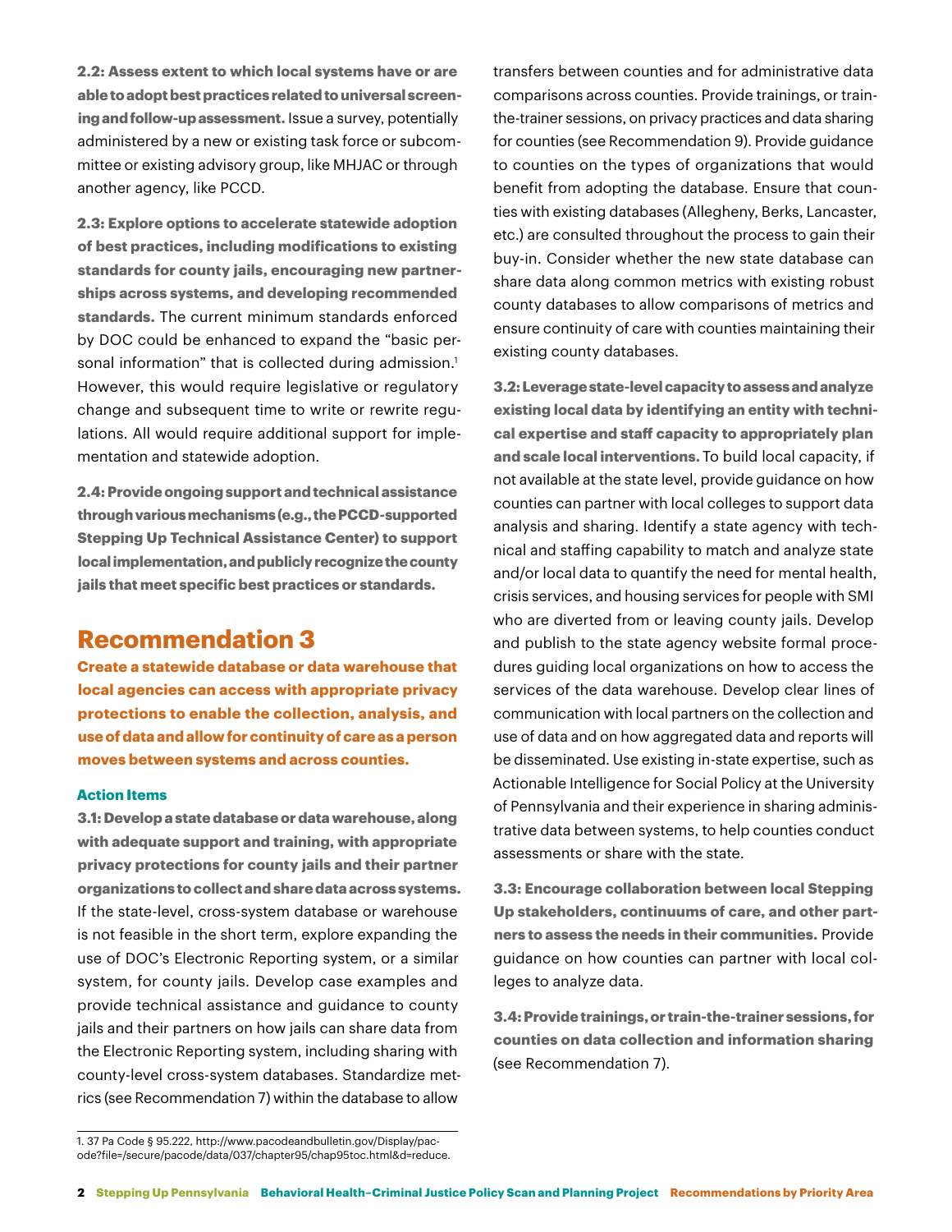**2.2: Assess extent to which local systems have or are able to adopt best practices related to universal screening and follow-up assessment.** Issue a survey, potentially administered by a new or existing task force or subcommittee or existing advisory group, like MHJAC or through another agency, like PCCD.

**2.3: Explore options to accelerate statewide adoption of best practices, including modifications to existing standards for county jails, encouraging new partnerships across systems, and developing recommended standards.** The current minimum standards enforced by DOC could be enhanced to expand the "basic personal information" that is collected during admission.[1] However, this would require legislative or regulatory change and subsequent time to write or rewrite regulations. All would require additional support for implementation and statewide adoption.

**2.4: Provide ongoing support and technical assistance through various mechanisms (e.g., the PCCD-supported Stepping Up Technical Assistance Center) to support local implementation, and publicly recognize the county jails that meet specific best practices or standards.**

## Recommendation 3

**Create a statewide database or data warehouse that local agencies can access with appropriate privacy protections to enable the collection, analysis, and use of data and allow for continuity of care as a person moves between systems and across counties.**

### Action Items

**3.1: Develop a state database or data warehouse, along with adequate support and training, with appropriate privacy protections for county jails and their partner organizations to collect and share data across systems.** If the state-level, cross-system database or warehouse is not feasible in the short term, explore expanding the use of DOC's Electronic Reporting system, or a similar system, for county jails. Develop case examples and provide technical assistance and guidance to county jails and their partners on how jails can share data from the Electronic Reporting system, including sharing with county-level cross-system databases. Standardize metrics (see Recommendation 7) within the database to allow transfers between counties and for administrative data comparisons across counties. Provide trainings, or train-the-trainer sessions, on privacy practices and data sharing for counties (see Recommendation 9). Provide guidance to counties on the types of organizations that would benefit from adopting the database. Ensure that counties with existing databases (Allegheny, Berks, Lancaster, etc.) are consulted throughout the process to gain their buy-in. Consider whether the new state database can share data along common metrics with existing robust county databases to allow comparisons of metrics and ensure continuity of care with counties maintaining their existing county databases.

**3.2: Leverage state-level capacity to assess and analyze existing local data by identifying an entity with technical expertise and staff capacity to appropriately plan and scale local interventions.** To build local capacity, if not available at the state level, provide guidance on how counties can partner with local colleges to support data analysis and sharing. Identify a state agency with technical and staffing capability to match and analyze state and/or local data to quantify the need for mental health, crisis services, and housing services for people with SMI who are diverted from or leaving county jails. Develop and publish to the state agency website formal procedures guiding local organizations on how to access the services of the data warehouse. Develop clear lines of communication with local partners on the collection and use of data and on how aggregated data and reports will be disseminated. Use existing in-state expertise, such as Actionable Intelligence for Social Policy at the University of Pennsylvania and their experience in sharing administrative data between systems, to help counties conduct assessments or share with the state.

**3.3: Encourage collaboration between local Stepping Up stakeholders, continuums of care, and other partners to assess the needs in their communities.** Provide guidance on how counties can partner with local colleges to analyze data.

**3.4: Provide trainings, or train-the-trainer sessions, for counties on data collection and information sharing** (see Recommendation 7).

1. 37 Pa Code § 95.222, http://www.pacodeandbulletin.gov/Display/pacode?file=/secure/pacode/data/037/chapter95/chap95toc.html&d=reduce.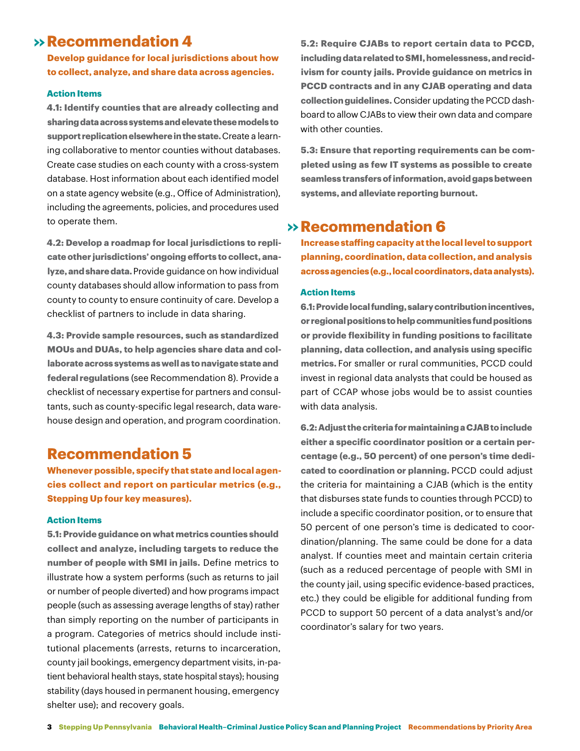## Recommendation 4

**Develop guidance for local jurisdictions about how to collect, analyze, and share data across agencies.**

### Action Items

**4.1: Identify counties that are already collecting and sharing data across systems and elevate these models to support replication elsewhere in the state.** Create a learning collaborative to mentor counties without databases. Create case studies on each county with a cross-system database. Host information about each identified model on a state agency website (e.g., Office of Administration), including the agreements, policies, and procedures used to operate them.

**4.2: Develop a roadmap for local jurisdictions to replicate other jurisdictions' ongoing efforts to collect, analyze, and share data.** Provide guidance on how individual county databases should allow information to pass from county to county to ensure continuity of care. Develop a checklist of partners to include in data sharing.

**4.3: Provide sample resources, such as standardized MOUs and DUAs, to help agencies share data and collaborate across systems as well as to navigate state and federal regulations** (see Recommendation 8). Provide a checklist of necessary expertise for partners and consultants, such as county-specific legal research, data warehouse design and operation, and program coordination.

## Recommendation 5

**Whenever possible, specify that state and local agencies collect and report on particular metrics (e.g., Stepping Up four key measures).**

### Action Items

**5.1: Provide guidance on what metrics counties should collect and analyze, including targets to reduce the number of people with SMI in jails.** Define metrics to illustrate how a system performs (such as returns to jail or number of people diverted) and how programs impact people (such as assessing average lengths of stay) rather than simply reporting on the number of participants in a program. Categories of metrics should include institutional placements (arrests, returns to incarceration, county jail bookings, emergency department visits, in-patient behavioral health stays, state hospital stays); housing stability (days housed in permanent housing, emergency shelter use); and recovery goals.

**5.2: Require CJABs to report certain data to PCCD, including data related to SMI, homelessness, and recidivism for county jails. Provide guidance on metrics in PCCD contracts and in any CJAB operating and data collection guidelines.** Consider updating the PCCD dashboard to allow CJABs to view their own data and compare with other counties.

**5.3: Ensure that reporting requirements can be completed using as few IT systems as possible to create seamless transfers of information, avoid gaps between systems, and alleviate reporting burnout.**

## Recommendation 6

**Increase staffing capacity at the local level to support planning, coordination, data collection, and analysis across agencies (e.g., local coordinators, data analysts).**

### Action Items

**6.1: Provide local funding, salary contribution incentives, or regional positions to help communities fund positions or provide flexibility in funding positions to facilitate planning, data collection, and analysis using specific metrics.** For smaller or rural communities, PCCD could invest in regional data analysts that could be housed as part of CCAP whose jobs would be to assist counties with data analysis.

**6.2: Adjust the criteria for maintaining a CJAB to include either a specific coordinator position or a certain percentage (e.g., 50 percent) of one person's time dedicated to coordination or planning.** PCCD could adjust the criteria for maintaining a CJAB (which is the entity that disburses state funds to counties through PCCD) to include a specific coordinator position, or to ensure that 50 percent of one person's time is dedicated to coordination/planning. The same could be done for a data analyst. If counties meet and maintain certain criteria (such as a reduced percentage of people with SMI in the county jail, using specific evidence-based practices, etc.) they could be eligible for additional funding from PCCD to support 50 percent of a data analyst's and/or coordinator's salary for two years.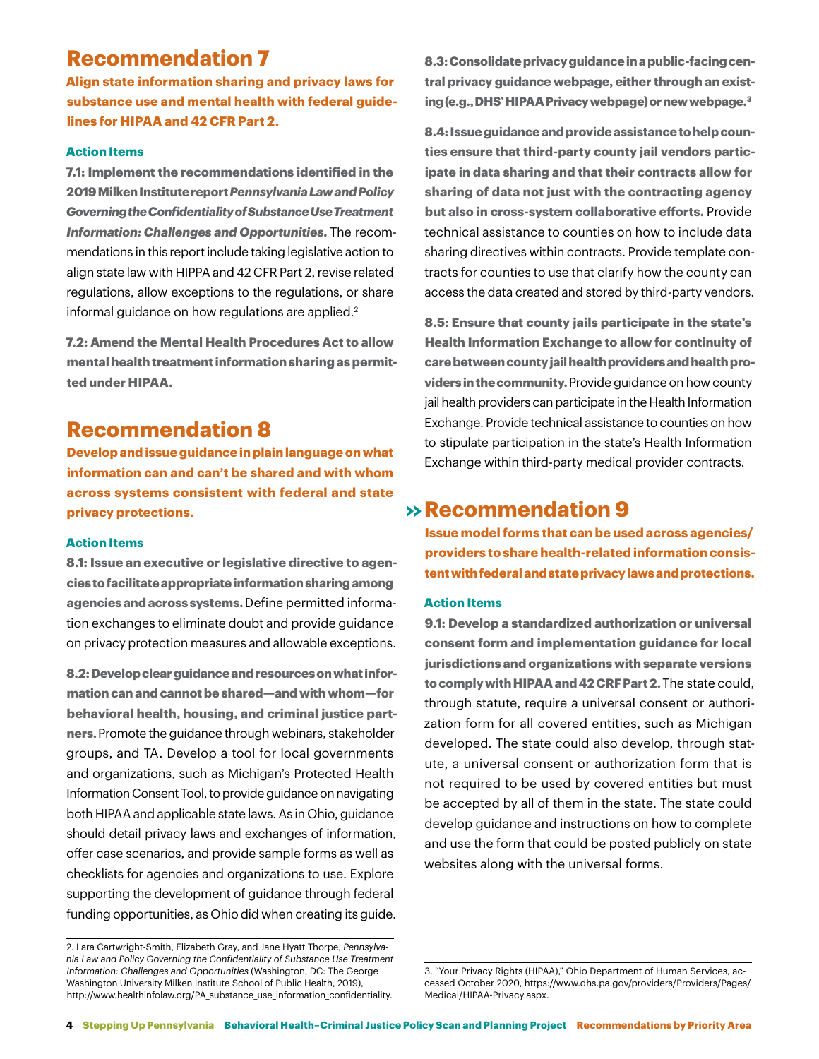## Recommendation 7

**Align state information sharing and privacy laws for substance use and mental health with federal guidelines for HIPAA and 42 CFR Part 2.**

#### Action Items

**7.1: Implement the recommendations identified in the 2019 Milken Institute report *Pennsylvania Law and Policy Governing the Confidentiality of Substance Use Treatment Information: Challenges and Opportunities.*** The recommendations in this report include taking legislative action to align state law with HIPPA and 42 CFR Part 2, revise related regulations, allow exceptions to the regulations, or share informal guidance on how regulations are applied.[2]

**7.2: Amend the Mental Health Procedures Act to allow mental health treatment information sharing as permitted under HIPAA.**

## Recommendation 8

**Develop and issue guidance in plain language on what information can and can't be shared and with whom across systems consistent with federal and state privacy protections.**

#### Action Items

**8.1: Issue an executive or legislative directive to agencies to facilitate appropriate information sharing among agencies and across systems.** Define permitted information exchanges to eliminate doubt and provide guidance on privacy protection measures and allowable exceptions.

**8.2: Develop clear guidance and resources on what information can and cannot be shared—and with whom—for behavioral health, housing, and criminal justice partners.** Promote the guidance through webinars, stakeholder groups, and TA. Develop a tool for local governments and organizations, such as Michigan's Protected Health Information Consent Tool, to provide guidance on navigating both HIPAA and applicable state laws. As in Ohio, guidance should detail privacy laws and exchanges of information, offer case scenarios, and provide sample forms as well as checklists for agencies and organizations to use. Explore supporting the development of guidance through federal funding opportunities, as Ohio did when creating its guide.

**8.3: Consolidate privacy guidance in a public-facing central privacy guidance webpage, either through an existing (e.g., DHS' HIPAA Privacy webpage) or new webpage.**[3]

**8.4: Issue guidance and provide assistance to help counties ensure that third-party county jail vendors participate in data sharing and that their contracts allow for sharing of data not just with the contracting agency but also in cross-system collaborative efforts.** Provide technical assistance to counties on how to include data sharing directives within contracts. Provide template contracts for counties to use that clarify how the county can access the data created and stored by third-party vendors.

**8.5: Ensure that county jails participate in the state's Health Information Exchange to allow for continuity of care between county jail health providers and health providers in the community.** Provide guidance on how county jail health providers can participate in the Health Information Exchange. Provide technical assistance to counties on how to stipulate participation in the state's Health Information Exchange within third-party medical provider contracts.

## Recommendation 9

**Issue model forms that can be used across agencies/providers to share health-related information consistent with federal and state privacy laws and protections.**

#### Action Items

**9.1: Develop a standardized authorization or universal consent form and implementation guidance for local jurisdictions and organizations with separate versions to comply with HIPAA and 42 CRF Part 2.** The state could, through statute, require a universal consent or authorization form for all covered entities, such as Michigan developed. The state could also develop, through statute, a universal consent or authorization form that is not required to be used by covered entities but must be accepted by all of them in the state. The state could develop guidance and instructions on how to complete and use the form that could be posted publicly on state websites along with the universal forms.

---

2. Lara Cartwright-Smith, Elizabeth Gray, and Jane Hyatt Thorpe, *Pennsylvania Law and Policy Governing the Confidentiality of Substance Use Treatment Information: Challenges and Opportunities* (Washington, DC: The George Washington University Milken Institute School of Public Health, 2019), http://www.healthinfolaw.org/PA_substance_use_information_confidentiality.

3. "Your Privacy Rights (HIPAA)," Ohio Department of Human Services, accessed October 2020, https://www.dhs.pa.gov/providers/Providers/Pages/Medical/HIPAA-Privacy.aspx.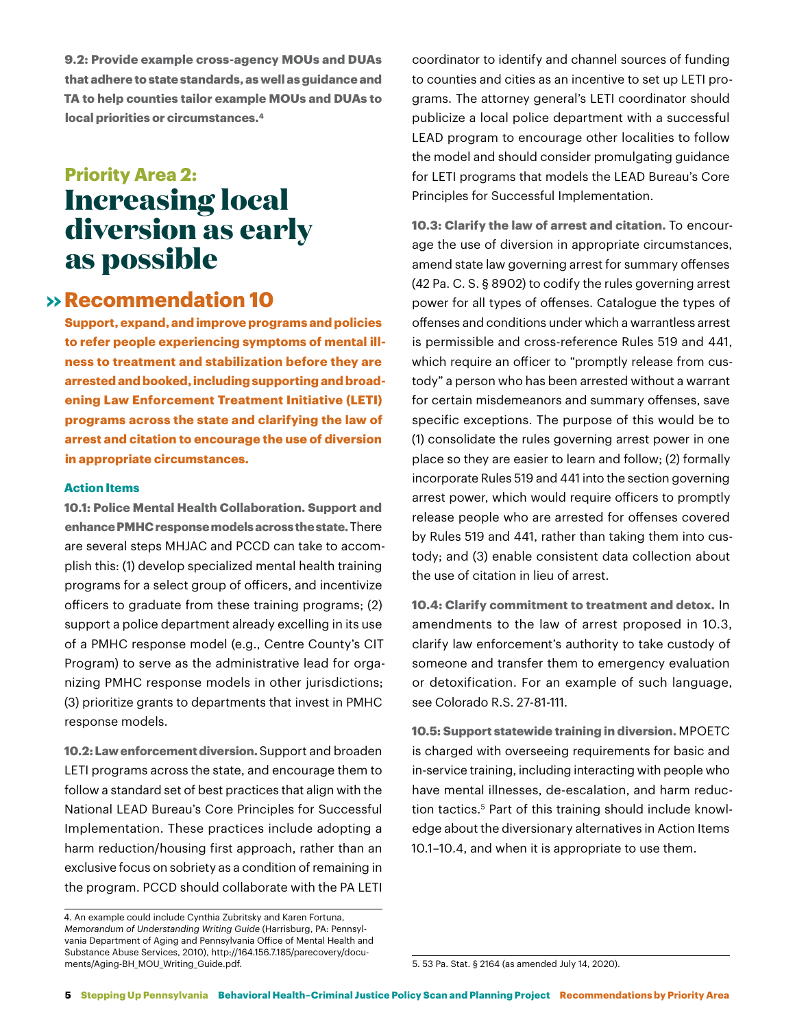**9.2: Provide example cross-agency MOUs and DUAs that adhere to state standards, as well as guidance and TA to help counties tailor example MOUs and DUAs to local priorities or circumstances.**[4]

## Priority Area 2:

# Increasing local diversion as early as possible

## Recommendation 10

**Support, expand, and improve programs and policies to refer people experiencing symptoms of mental illness to treatment and stabilization before they are arrested and booked, including supporting and broadening Law Enforcement Treatment Initiative (LETI) programs across the state and clarifying the law of arrest and citation to encourage the use of diversion in appropriate circumstances.**

### Action Items

**10.1: Police Mental Health Collaboration. Support and enhance PMHC response models across the state.** There are several steps MHJAC and PCCD can take to accomplish this: (1) develop specialized mental health training programs for a select group of officers, and incentivize officers to graduate from these training programs; (2) support a police department already excelling in its use of a PMHC response model (e.g., Centre County's CIT Program) to serve as the administrative lead for organizing PMHC response models in other jurisdictions; (3) prioritize grants to departments that invest in PMHC response models.

**10.2: Law enforcement diversion.** Support and broaden LETI programs across the state, and encourage them to follow a standard set of best practices that align with the National LEAD Bureau's Core Principles for Successful Implementation. These practices include adopting a harm reduction/housing first approach, rather than an exclusive focus on sobriety as a condition of remaining in the program. PCCD should collaborate with the PA LETI coordinator to identify and channel sources of funding to counties and cities as an incentive to set up LETI programs. The attorney general's LETI coordinator should publicize a local police department with a successful LEAD program to encourage other localities to follow the model and should consider promulgating guidance for LETI programs that models the LEAD Bureau's Core Principles for Successful Implementation.

**10.3: Clarify the law of arrest and citation.** To encourage the use of diversion in appropriate circumstances, amend state law governing arrest for summary offenses (42 Pa. C. S. § 8902) to codify the rules governing arrest power for all types of offenses. Catalogue the types of offenses and conditions under which a warrantless arrest is permissible and cross-reference Rules 519 and 441, which require an officer to "promptly release from custody" a person who has been arrested without a warrant for certain misdemeanors and summary offenses, save specific exceptions. The purpose of this would be to (1) consolidate the rules governing arrest power in one place so they are easier to learn and follow; (2) formally incorporate Rules 519 and 441 into the section governing arrest power, which would require officers to promptly release people who are arrested for offenses covered by Rules 519 and 441, rather than taking them into custody; and (3) enable consistent data collection about the use of citation in lieu of arrest.

**10.4: Clarify commitment to treatment and detox.** In amendments to the law of arrest proposed in 10.3, clarify law enforcement's authority to take custody of someone and transfer them to emergency evaluation or detoxification. For an example of such language, see Colorado R.S. 27-81-111.

**10.5: Support statewide training in diversion.** MPOETC is charged with overseeing requirements for basic and in-service training, including interacting with people who have mental illnesses, de-escalation, and harm reduction tactics.[5] Part of this training should include knowledge about the diversionary alternatives in Action Items 10.1–10.4, and when it is appropriate to use them.

---

4. An example could include Cynthia Zubritsky and Karen Fortuna, *Memorandum of Understanding Writing Guide* (Harrisburg, PA: Pennsylvania Department of Aging and Pennsylvania Office of Mental Health and Substance Abuse Services, 2010), http://164.156.7.185/parecovery/documents/Aging-BH_MOU_Writing_Guide.pdf.

5. 53 Pa. Stat. § 2164 (as amended July 14, 2020).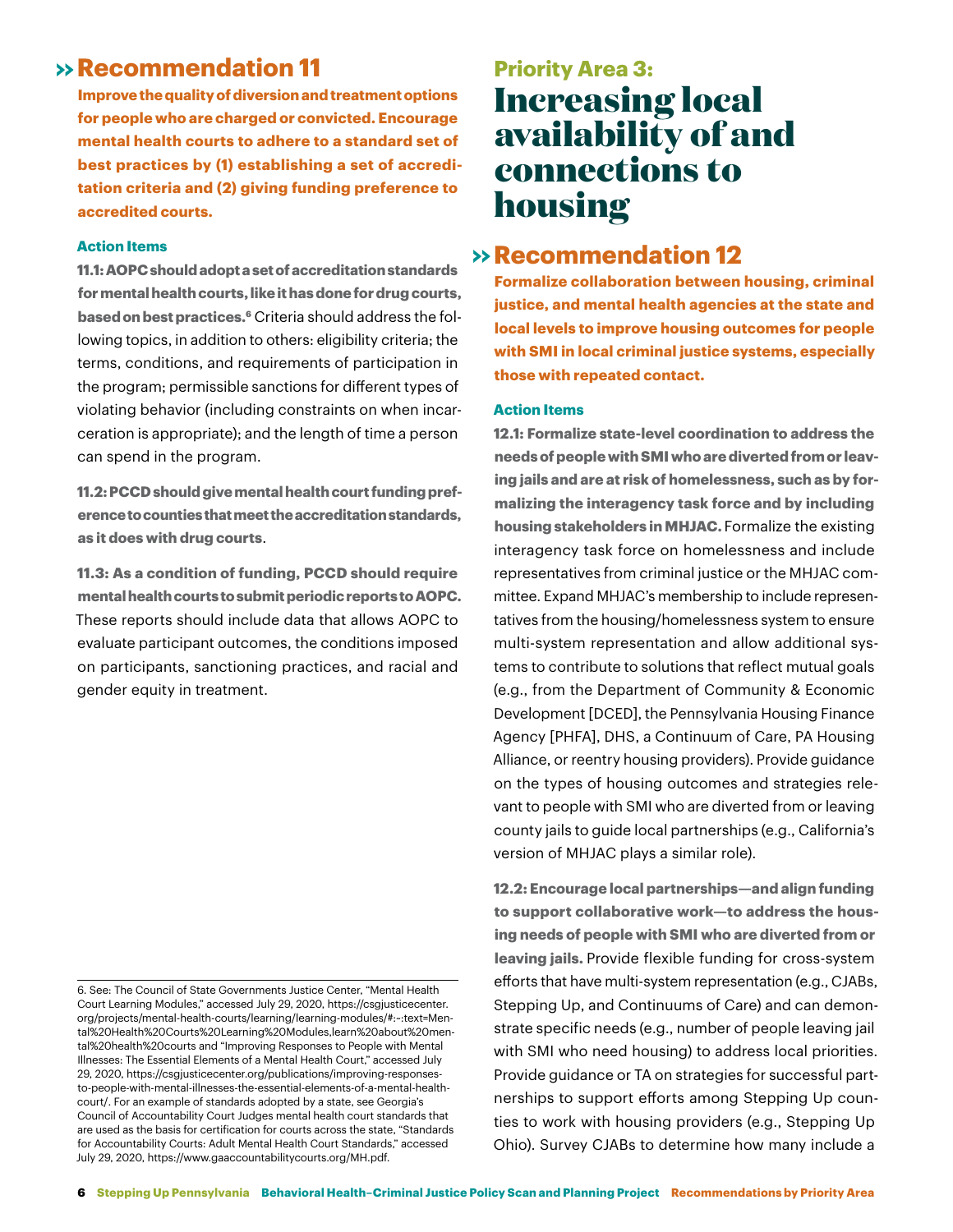## » Recommendation 11

**Improve the quality of diversion and treatment options for people who are charged or convicted. Encourage mental health courts to adhere to a standard set of best practices by (1) establishing a set of accreditation criteria and (2) giving funding preference to accredited courts.**

### Action Items

**11.1: AOPC should adopt a set of accreditation standards for mental health courts, like it has done for drug courts, based on best practices.**[6] Criteria should address the following topics, in addition to others: eligibility criteria; the terms, conditions, and requirements of participation in the program; permissible sanctions for different types of violating behavior (including constraints on when incarceration is appropriate); and the length of time a person can spend in the program.

**11.2: PCCD should give mental health court funding preference to counties that meet the accreditation standards, as it does with drug courts**.

**11.3: As a condition of funding, PCCD should require mental health courts to submit periodic reports to AOPC.** These reports should include data that allows AOPC to evaluate participant outcomes, the conditions imposed on participants, sanctioning practices, and racial and gender equity in treatment.

6. See: The Council of State Governments Justice Center, "Mental Health Court Learning Modules," accessed July 29, 2020, https://csgjusticecenter.org/projects/mental-health-courts/learning/learning-modules/#:~:text=Mental%20Health%20Courts%20Learning%20Modules,learn%20about%20mental%20health%20courts and "Improving Responses to People with Mental Illnesses: The Essential Elements of a Mental Health Court," accessed July 29, 2020, https://csgjusticecenter.org/publications/improving-responses-to-people-with-mental-illnesses-the-essential-elements-of-a-mental-health-court/. For an example of standards adopted by a state, see Georgia's Council of Accountability Court Judges mental health court standards that are used as the basis for certification for courts across the state, "Standards for Accountability Courts: Adult Mental Health Court Standards," accessed July 29, 2020, https://www.gaaccountabilitycourts.org/MH.pdf.

# Priority Area 3: Increasing local availability of and connections to housing

## » Recommendation 12

**Formalize collaboration between housing, criminal justice, and mental health agencies at the state and local levels to improve housing outcomes for people with SMI in local criminal justice systems, especially those with repeated contact.**

### Action Items

**12.1: Formalize state-level coordination to address the needs of people with SMI who are diverted from or leaving jails and are at risk of homelessness, such as by formalizing the interagency task force and by including housing stakeholders in MHJAC.** Formalize the existing interagency task force on homelessness and include representatives from criminal justice or the MHJAC committee. Expand MHJAC's membership to include representatives from the housing/homelessness system to ensure multi-system representation and allow additional systems to contribute to solutions that reflect mutual goals (e.g., from the Department of Community & Economic Development [DCED], the Pennsylvania Housing Finance Agency [PHFA], DHS, a Continuum of Care, PA Housing Alliance, or reentry housing providers). Provide guidance on the types of housing outcomes and strategies relevant to people with SMI who are diverted from or leaving county jails to guide local partnerships (e.g., California's version of MHJAC plays a similar role).

**12.2: Encourage local partnerships—and align funding to support collaborative work—to address the housing needs of people with SMI who are diverted from or leaving jails.** Provide flexible funding for cross-system efforts that have multi-system representation (e.g., CJABs, Stepping Up, and Continuums of Care) and can demonstrate specific needs (e.g., number of people leaving jail with SMI who need housing) to address local priorities. Provide guidance or TA on strategies for successful partnerships to support efforts among Stepping Up counties to work with housing providers (e.g., Stepping Up Ohio). Survey CJABs to determine how many include a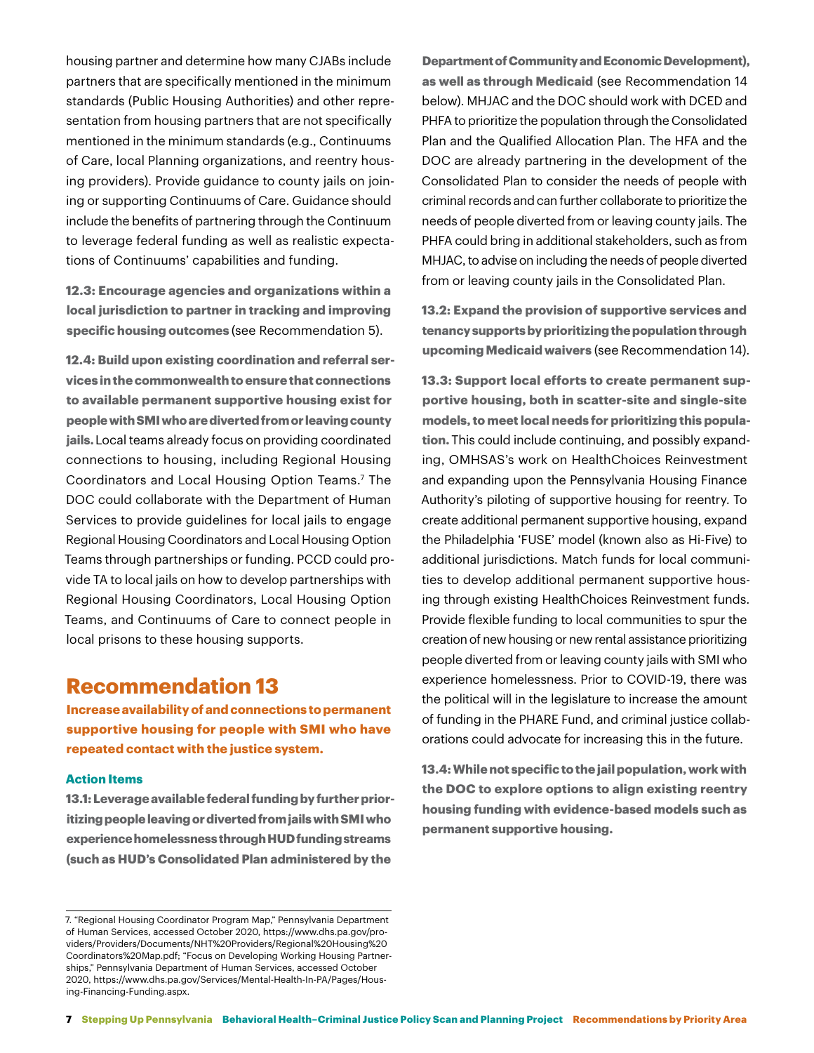housing partner and determine how many CJABs include partners that are specifically mentioned in the minimum standards (Public Housing Authorities) and other representation from housing partners that are not specifically mentioned in the minimum standards (e.g., Continuums of Care, local Planning organizations, and reentry housing providers). Provide guidance to county jails on joining or supporting Continuums of Care. Guidance should include the benefits of partnering through the Continuum to leverage federal funding as well as realistic expectations of Continuums' capabilities and funding.

**12.3: Encourage agencies and organizations within a local jurisdiction to partner in tracking and improving specific housing outcomes** (see Recommendation 5).

**12.4: Build upon existing coordination and referral services in the commonwealth to ensure that connections to available permanent supportive housing exist for people with SMI who are diverted from or leaving county jails.** Local teams already focus on providing coordinated connections to housing, including Regional Housing Coordinators and Local Housing Option Teams.[7] The DOC could collaborate with the Department of Human Services to provide guidelines for local jails to engage Regional Housing Coordinators and Local Housing Option Teams through partnerships or funding. PCCD could provide TA to local jails on how to develop partnerships with Regional Housing Coordinators, Local Housing Option Teams, and Continuums of Care to connect people in local prisons to these housing supports.

## Recommendation 13

**Increase availability of and connections to permanent supportive housing for people with SMI who have repeated contact with the justice system.**

### Action Items

**13.1: Leverage available federal funding by further prioritizing people leaving or diverted from jails with SMI who experience homelessness through HUD funding streams (such as HUD's Consolidated Plan administered by the Department of Community and Economic Development), as well as through Medicaid** (see Recommendation 14 below). MHJAC and the DOC should work with DCED and PHFA to prioritize the population through the Consolidated Plan and the Qualified Allocation Plan. The HFA and the DOC are already partnering in the development of the Consolidated Plan to consider the needs of people with criminal records and can further collaborate to prioritize the needs of people diverted from or leaving county jails. The PHFA could bring in additional stakeholders, such as from MHJAC, to advise on including the needs of people diverted from or leaving county jails in the Consolidated Plan.

**13.2: Expand the provision of supportive services and tenancy supports by prioritizing the population through upcoming Medicaid waivers** (see Recommendation 14).

**13.3: Support local efforts to create permanent supportive housing, both in scatter-site and single-site models, to meet local needs for prioritizing this population.** This could include continuing, and possibly expanding, OMHSAS's work on HealthChoices Reinvestment and expanding upon the Pennsylvania Housing Finance Authority's piloting of supportive housing for reentry. To create additional permanent supportive housing, expand the Philadelphia 'FUSE' model (known also as Hi-Five) to additional jurisdictions. Match funds for local communities to develop additional permanent supportive housing through existing HealthChoices Reinvestment funds. Provide flexible funding to local communities to spur the creation of new housing or new rental assistance prioritizing people diverted from or leaving county jails with SMI who experience homelessness. Prior to COVID-19, there was the political will in the legislature to increase the amount of funding in the PHARE Fund, and criminal justice collaborations could advocate for increasing this in the future.

**13.4: While not specific to the jail population, work with the DOC to explore options to align existing reentry housing funding with evidence-based models such as permanent supportive housing.**

---

7. "Regional Housing Coordinator Program Map," Pennsylvania Department of Human Services, accessed October 2020, https://www.dhs.pa.gov/providers/Providers/Documents/NHT%20Providers/Regional%20Housing%20Coordinators%20Map.pdf; "Focus on Developing Working Housing Partnerships," Pennsylvania Department of Human Services, accessed October 2020, https://www.dhs.pa.gov/Services/Mental-Health-In-PA/Pages/Housing-Financing-Funding.aspx.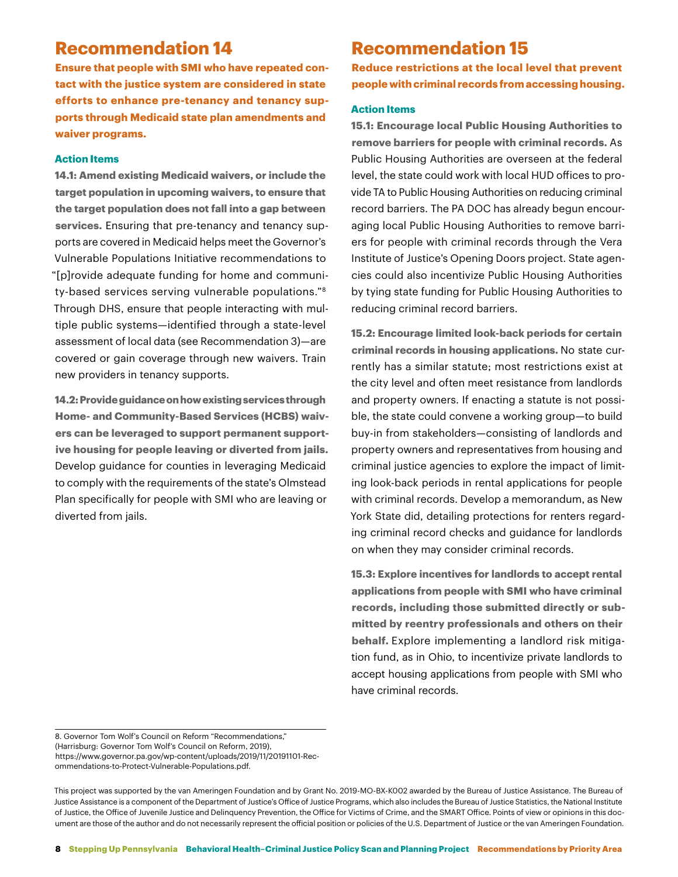## Recommendation 14

**Ensure that people with SMI who have repeated contact with the justice system are considered in state efforts to enhance pre-tenancy and tenancy supports through Medicaid state plan amendments and waiver programs.**

### Action Items

**14.1: Amend existing Medicaid waivers, or include the target population in upcoming waivers, to ensure that the target population does not fall into a gap between services.** Ensuring that pre-tenancy and tenancy supports are covered in Medicaid helps meet the Governor's Vulnerable Populations Initiative recommendations to "[p]rovide adequate funding for home and community-based services serving vulnerable populations."[8] Through DHS, ensure that people interacting with multiple public systems—identified through a state-level assessment of local data (see Recommendation 3)—are covered or gain coverage through new waivers. Train new providers in tenancy supports.

**14.2: Provide guidance on how existing services through Home- and Community-Based Services (HCBS) waivers can be leveraged to support permanent supportive housing for people leaving or diverted from jails.** Develop guidance for counties in leveraging Medicaid to comply with the requirements of the state's Olmstead Plan specifically for people with SMI who are leaving or diverted from jails.

## Recommendation 15

**Reduce restrictions at the local level that prevent people with criminal records from accessing housing.**

### Action Items

**15.1: Encourage local Public Housing Authorities to remove barriers for people with criminal records.** As Public Housing Authorities are overseen at the federal level, the state could work with local HUD offices to provide TA to Public Housing Authorities on reducing criminal record barriers. The PA DOC has already begun encouraging local Public Housing Authorities to remove barriers for people with criminal records through the Vera Institute of Justice's Opening Doors project. State agencies could also incentivize Public Housing Authorities by tying state funding for Public Housing Authorities to reducing criminal record barriers.

**15.2: Encourage limited look-back periods for certain criminal records in housing applications.** No state currently has a similar statute; most restrictions exist at the city level and often meet resistance from landlords and property owners. If enacting a statute is not possible, the state could convene a working group—to build buy-in from stakeholders—consisting of landlords and property owners and representatives from housing and criminal justice agencies to explore the impact of limiting look-back periods in rental applications for people with criminal records. Develop a memorandum, as New York State did, detailing protections for renters regarding criminal record checks and guidance for landlords on when they may consider criminal records.

**15.3: Explore incentives for landlords to accept rental applications from people with SMI who have criminal records, including those submitted directly or submitted by reentry professionals and others on their behalf.** Explore implementing a landlord risk mitigation fund, as in Ohio, to incentivize private landlords to accept housing applications from people with SMI who have criminal records.

---

8. Governor Tom Wolf's Council on Reform "Recommendations," (Harrisburg: Governor Tom Wolf's Council on Reform, 2019), https://www.governor.pa.gov/wp-content/uploads/2019/11/20191101-Recommendations-to-Protect-Vulnerable-Populations.pdf.

This project was supported by the van Ameringen Foundation and by Grant No. 2019-MO-BX-K002 awarded by the Bureau of Justice Assistance. The Bureau of Justice Assistance is a component of the Department of Justice's Office of Justice Programs, which also includes the Bureau of Justice Statistics, the National Institute of Justice, the Office of Juvenile Justice and Delinquency Prevention, the Office for Victims of Crime, and the SMART Office. Points of view or opinions in this document are those of the author and do not necessarily represent the official position or policies of the U.S. Department of Justice or the van Ameringen Foundation.